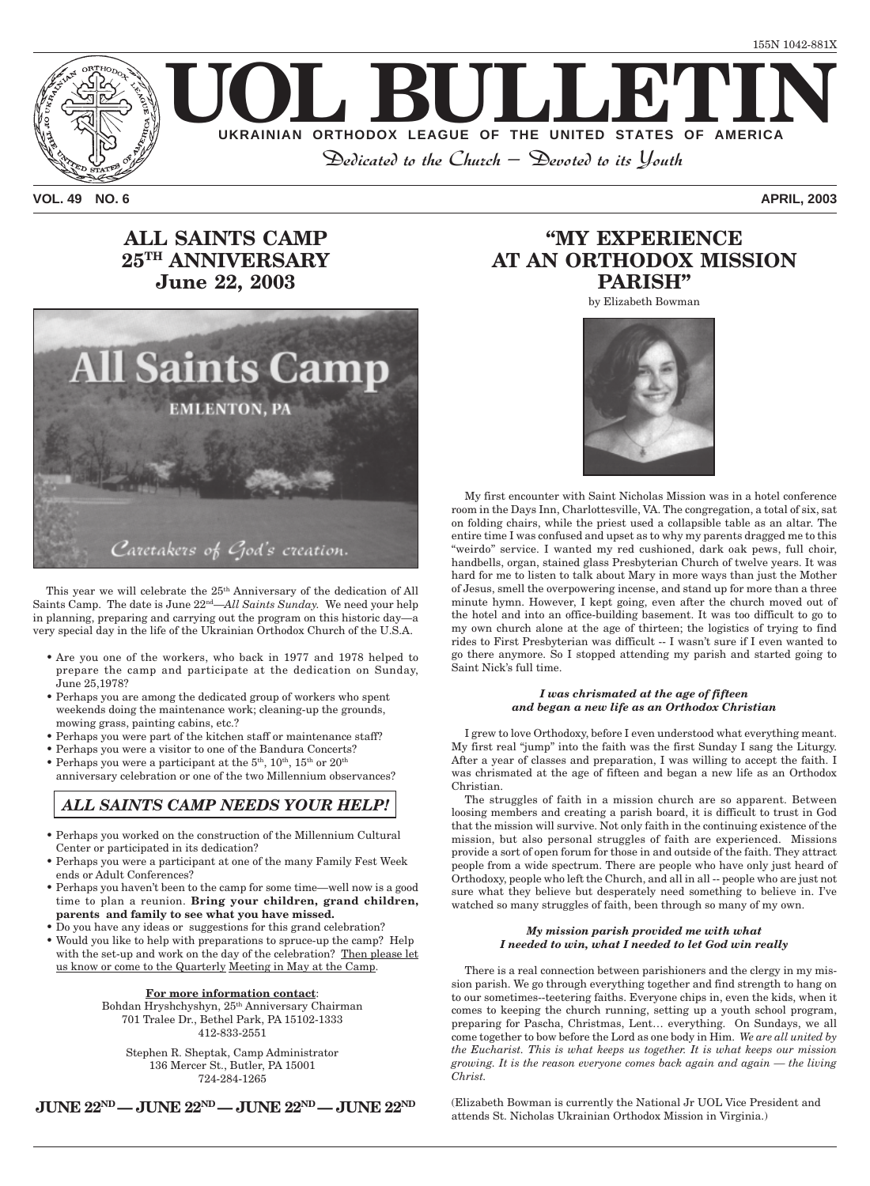155N 1042-881X

# UOL BULLETIN

**UKRAINIAN ORTHODOX LEAGUE OF THE UNITED STATES OF AMERICA**

*Dedicated to the Church – Devoted to its Youth*

**VOL. 49 NO. 6** **APRIL, 2003**

## ALL SAINTS CAMP 25TH ANNIVERSARY June 22, 2003

This year we will celebrate the 25th Anniversary of the dedication of All Saints Camp. The date is June 22nd—*All Saints Sunday*. We need your help in planning, preparing and carrying out the program on this historic day—a very special day in the life of the Ukrainian Orthodox Church of the U.S.A.

- Are you one of the workers, who back in 1977 and 1978 helped to prepare the camp and participate at the dedication on Sunday, June 25,1978?
- Perhaps you are among the dedicated group of workers who spent weekends doing the maintenance work; cleaning-up the grounds, mowing grass, painting cabins, etc.?
- Perhaps you were part of the kitchen staff or maintenance staff?
- Perhaps you were a visitor to one of the Bandura Concerts?
- Perhaps you were a participant at the 5th, 10th, 15th or 20th anniversary celebration or one of the two Millennium observances?

***ALL SAINTS CAMP NEEDS YOUR HELP!***

- Perhaps you worked on the construction of the Millennium Cultural Center or participated in its dedication?
- Perhaps you were a participant at one of the many Family Fest Week ends or Adult Conferences?
- Perhaps you haven't been to the camp for some time—well now is a good time to plan a reunion. **Bring your children, grand children, parents and family to see what you have missed.**
- Do you have any ideas or suggestions for this grand celebration?
- Would you like to help with preparations to spruce-up the camp? Help with the set-up and work on the day of the celebration? Then please let us know or come to the Quarterly Meeting in May at the Camp.

**For more information contact**:
Bohdan Hryshchyshyn, 25th Anniversary Chairman
701 Tralee Dr., Bethel Park, PA 15102-1333
412-833-2551

Stephen R. Sheptak, Camp Administrator
136 Mercer St., Butler, PA 15001
724-284-1265

**JUNE 22ND — JUNE 22ND — JUNE 22ND — JUNE 22ND**

## "MY EXPERIENCE AT AN ORTHODOX MISSION PARISH"

by Elizabeth Bowman

My first encounter with Saint Nicholas Mission was in a hotel conference room in the Days Inn, Charlottesville, VA. The congregation, a total of six, sat on folding chairs, while the priest used a collapsible table as an altar. The entire time I was confused and upset as to why my parents dragged me to this "weirdo" service. I wanted my red cushioned, dark oak pews, full choir, handbells, organ, stained glass Presbyterian Church of twelve years. It was hard for me to listen to talk about Mary in more ways than just the Mother of Jesus, smell the overpowering incense, and stand up for more than a three minute hymn. However, I kept going, even after the church moved out of the hotel and into an office-building basement. It was too difficult to go to my own church alone at the age of thirteen; the logistics of trying to find rides to First Presbyterian was difficult -- I wasn't sure if I even wanted to go there anymore. So I stopped attending my parish and started going to Saint Nick's full time.

***I was chrismated at the age of fifteen and began a new life as an Orthodox Christian***

I grew to love Orthodoxy, before I even understood what everything meant. My first real "jump" into the faith was the first Sunday I sang the Liturgy. After a year of classes and preparation, I was willing to accept the faith. I was chrismated at the age of fifteen and began a new life as an Orthodox Christian.

The struggles of faith in a mission church are so apparent. Between loosing members and creating a parish board, it is difficult to trust in God that the mission will survive. Not only faith in the continuing existence of the mission, but also personal struggles of faith are experienced. Missions provide a sort of open forum for those in and outside of the faith. They attract people from a wide spectrum. There are people who have only just heard of Orthodoxy, people who left the Church, and all in all -- people who are just not sure what they believe but desperately need something to believe in. I've watched so many struggles of faith, been through so many of my own.

***My mission parish provided me with what I needed to win, what I needed to let God win really***

There is a real connection between parishioners and the clergy in my mission parish. We go through everything together and find strength to hang on to our sometimes--teetering faiths. Everyone chips in, even the kids, when it comes to keeping the church running, setting up a youth school program, preparing for Pascha, Christmas, Lent… everything. On Sundays, we all come together to bow before the Lord as one body in Him. *We are all united by the Eucharist. This is what keeps us together. It is what keeps our mission growing. It is the reason everyone comes back again and again — the living Christ.*

(Elizabeth Bowman is currently the National Jr UOL Vice President and attends St. Nicholas Ukrainian Orthodox Mission in Virginia.)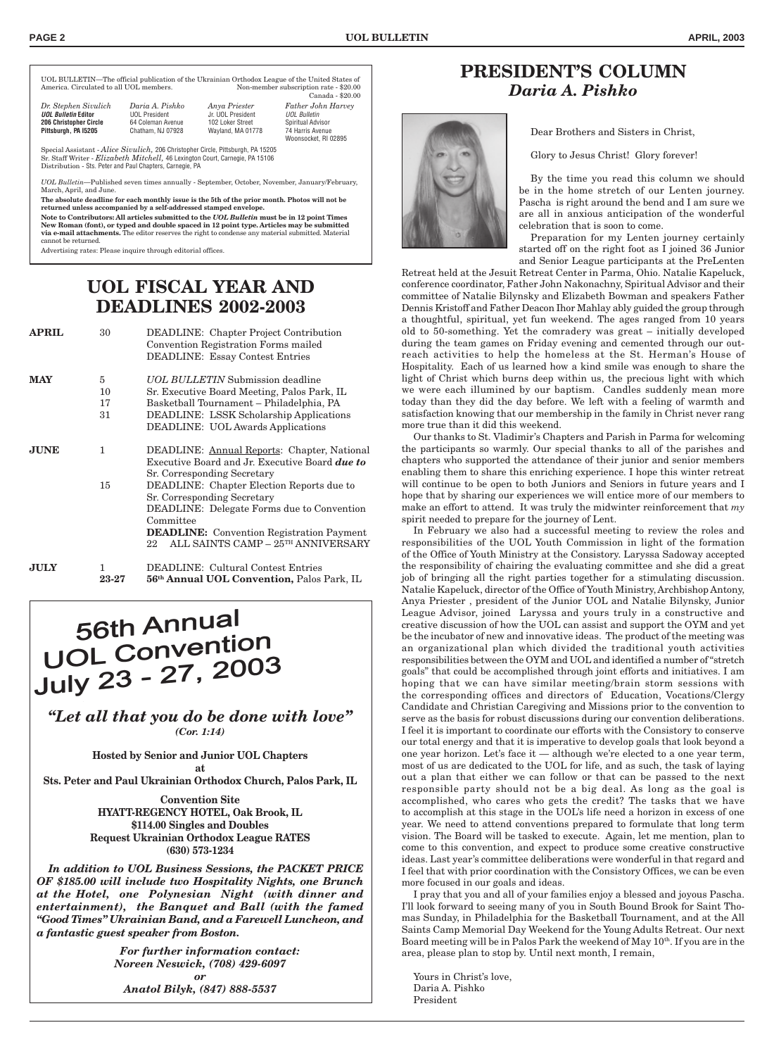UOL BULLETIN—The official publication of the Ukrainian Orthodox League of the United States of America. Circulated to all UOL members. Non-member subscription rate - $20.00 Canada - $20.00

| *Dr. Stephen Sivulich* | *Daria A. Pishko* | *Anya Priester* | *Father John Harvey* |
|---|---|---|---|
| ***UOL Bulletin* Editor** | UOL President | Jr. UOL President | *UOL Bulletin* |
| **206 Christopher Circle** | 64 Coleman Avenue | 102 Loker Street | Spiritual Advisor |
| **Pittsburgh, PA 15205** | Chatham, NJ 07928 | Wayland, MA 01778 | 74 Harris Avenue |
| | | | Woonsocket, RI 02895 |

Special Assistant - *Alice Sivulich,* 206 Christopher Circle, Pittsburgh, PA 15205
Sr. Staff Writer - *Elizabeth Mitchell,* 46 Lexington Court, Carnegie, PA 15106
Distribution - Sts. Peter and Paul Chapters, Carnegie, PA

*UOL Bulletin*—Published seven times annually - September, October, November, January/February, March, April, and June.

**The absolute deadline for each monthly issue is the 5th of the prior month. Photos will not be returned unless accompanied by a self-addressed stamped envelope.**

**Note to Contributors: All articles submitted to the *UOL Bulletin* must be in 12 point Times New Roman (font), or typed and double spaced in 12 point type. Articles may be submitted via e-mail attachments.** The editor reserves the right to condense any material submitted. Material cannot be returned.

Advertising rates: Please inquire through editorial offices.

# UOL FISCAL YEAR AND DEADLINES 2002-2003

| | | |
|---|---|---|
| **APRIL** | 30 | DEADLINE: Chapter Project Contribution |
| | | Convention Registration Forms mailed |
| | | DEADLINE: Essay Contest Entries |
| **MAY** | 5 | *UOL BULLETIN* Submission deadline |
| | 10 | Sr. Executive Board Meeting, Palos Park, IL |
| | 17 | Basketball Tournament – Philadelphia, PA |
| | 31 | DEADLINE: LSSK Scholarship Applications |
| | | DEADLINE: UOL Awards Applications |
| **JUNE** | 1 | DEADLINE: Annual Reports: Chapter, National Executive Board and Jr. Executive Board ***due to*** Sr. Corresponding Secretary |
| | 15 | DEADLINE: Chapter Election Reports due to Sr. Corresponding Secretary |
| | | DEADLINE: Delegate Forms due to Convention Committee |
| | | **DEADLINE:** Convention Registration Payment |
| | 22 | ALL SAINTS CAMP – 25TH ANNIVERSARY |
| **JULY** | 1 | DEADLINE: Cultural Contest Entries |
| | **23-27** | **56th Annual UOL Convention,** Palos Park, IL |

# 56th Annual UOL Convention July 23 - 27, 2003

***"Let all that you do be done with love"***
***(Cor. 1:14)***

**Hosted by Senior and Junior UOL Chapters at Sts. Peter and Paul Ukrainian Orthodox Church, Palos Park, IL**

**Convention Site**
**HYATT-REGENCY HOTEL, Oak Brook, IL**
**$114.00 Singles and Doubles**
**Request Ukrainian Orthodox League RATES**
**(630) 573-1234**

***In addition to UOL Business Sessions, the PACKET PRICE OF $185.00 will include two Hospitality Nights, one Brunch at the Hotel, one Polynesian Night (with dinner and entertainment), the Banquet and Ball (with the famed "Good Times" Ukrainian Band, and a Farewell Luncheon, and a fantastic guest speaker from Boston.***

***For further information contact:***
***Noreen Neswick, (708) 429-6097***
***or***
***Anatol Bilyk, (847) 888-5537***

# PRESIDENT'S COLUMN
## *Daria A. Pishko*

Dear Brothers and Sisters in Christ,

Glory to Jesus Christ! Glory forever!

By the time you read this column we should be in the home stretch of our Lenten journey. Pascha is right around the bend and I am sure we are all in anxious anticipation of the wonderful celebration that is soon to come.

Preparation for my Lenten journey certainly started off on the right foot as I joined 36 Junior and Senior League participants at the PreLenten Retreat held at the Jesuit Retreat Center in Parma, Ohio. Natalie Kapeluck, conference coordinator, Father John Nakonachny, Spiritual Advisor and their committee of Natalie Bilynsky and Elizabeth Bowman and speakers Father Dennis Kristoff and Father Deacon Ihor Mahlay ably guided the group through a thoughtful, spiritual, yet fun weekend. The ages ranged from 10 years old to 50-something. Yet the comradery was great – initially developed during the team games on Friday evening and cemented through our outreach activities to help the homeless at the St. Herman's House of Hospitality. Each of us learned how a kind smile was enough to share the light of Christ which burns deep within us, the precious light with which we were each illumined by our baptism. Candles suddenly mean more today than they did the day before. We left with a feeling of warmth and satisfaction knowing that our membership in the family in Christ never rang more true than it did this weekend.

Our thanks to St. Vladimir's Chapters and Parish in Parma for welcoming the participants so warmly. Our special thanks to all of the parishes and chapters who supported the attendance of their junior and senior members enabling them to share this enriching experience. I hope this winter retreat will continue to be open to both Juniors and Seniors in future years and I hope that by sharing our experiences we will entice more of our members to make an effort to attend. It was truly the midwinter reinforcement that *my* spirit needed to prepare for the journey of Lent.

In February we also had a successful meeting to review the roles and responsibilities of the UOL Youth Commission in light of the formation of the Office of Youth Ministry at the Consistory. Laryssa Sadoway accepted the responsibility of chairing the evaluating committee and she did a great job of bringing all the right parties together for a stimulating discussion. Natalie Kapeluck, director of the Office of Youth Ministry, Archbishop Antony, Anya Priester , president of the Junior UOL and Natalie Bilynsky, Junior League Advisor, joined Laryssa and yours truly in a constructive and creative discussion of how the UOL can assist and support the OYM and yet be the incubator of new and innovative ideas. The product of the meeting was an organizational plan which divided the traditional youth activities responsibilities between the OYM and UOL and identified a number of "stretch goals" that could be accomplished through joint efforts and initiatives. I am hoping that we can have similar meeting/brain storm sessions with the corresponding offices and directors of Education, Vocations/Clergy Candidate and Christian Caregiving and Missions prior to the convention to serve as the basis for robust discussions during our convention deliberations. I feel it is important to coordinate our efforts with the Consistory to conserve our total energy and that it is imperative to develop goals that look beyond a one year horizon. Let's face it — although we're elected to a one year term, most of us are dedicated to the UOL for life, and as such, the task of laying out a plan that either we can follow or that can be passed to the next responsible party should not be a big deal. As long as the goal is accomplished, who cares who gets the credit? The tasks that we have to accomplish at this stage in the UOL's life need a horizon in excess of one year. We need to attend conventions prepared to formulate that long term vision. The Board will be tasked to execute. Again, let me mention, plan to come to this convention, and expect to produce some creative constructive ideas. Last year's committee deliberations were wonderful in that regard and I feel that with prior coordination with the Consistory Offices, we can be even more focused in our goals and ideas.

I pray that you and all of your families enjoy a blessed and joyous Pascha. I'll look forward to seeing many of you in South Bound Brook for Saint Thomas Sunday, in Philadelphia for the Basketball Tournament, and at the All Saints Camp Memorial Day Weekend for the Young Adults Retreat. Our next Board meeting will be in Palos Park the weekend of May 10th. If you are in the area, please plan to stop by. Until next month, I remain,

Yours in Christ's love,
Daria A. Pishko
President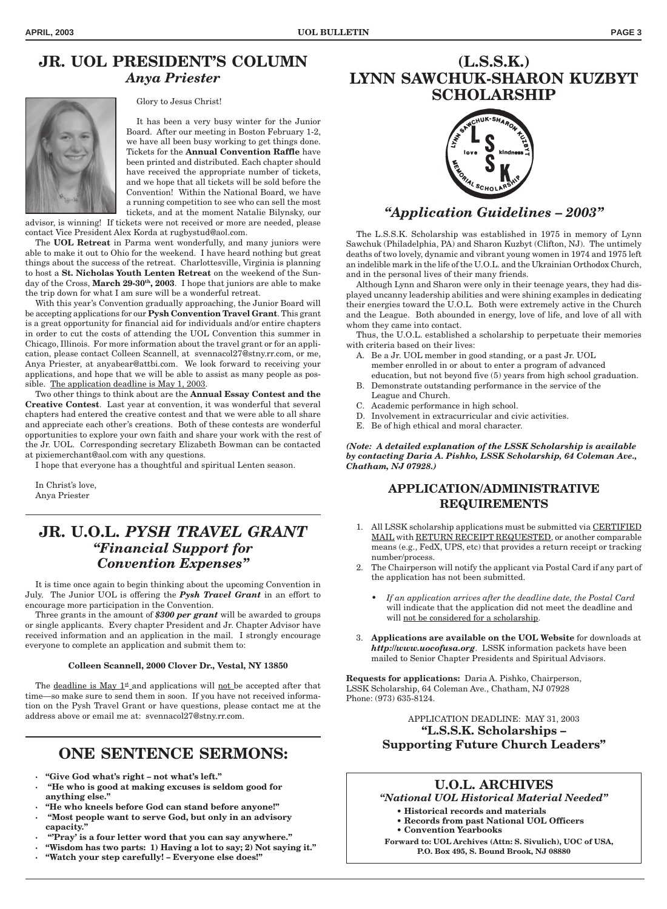# JR. UOL PRESIDENT'S COLUMN

## *Anya Priester*

Glory to Jesus Christ!

It has been a very busy winter for the Junior Board. After our meeting in Boston February 1-2, we have all been busy working to get things done. Tickets for the **Annual Convention Raffle** have been printed and distributed. Each chapter should have received the appropriate number of tickets, and we hope that all tickets will be sold before the Convention! Within the National Board, we have a running competition to see who can sell the most tickets, and at the moment Natalie Bilynsky, our advisor, is winning! If tickets were not received or more are needed, please contact Vice President Alex Korda at rugbystud@aol.com.

The **UOL Retreat** in Parma went wonderfully, and many juniors were able to make it out to Ohio for the weekend. I have heard nothing but great things about the success of the retreat. Charlottesville, Virginia is planning to host a **St. Nicholas Youth Lenten Retreat** on the weekend of the Sunday of the Cross, **March 29-30th, 2003**. I hope that juniors are able to make the trip down for what I am sure will be a wonderful retreat.

With this year's Convention gradually approaching, the Junior Board will be accepting applications for our **Pysh Convention Travel Grant**. This grant is a great opportunity for financial aid for individuals and/or entire chapters in order to cut the costs of attending the UOL Convention this summer in Chicago, Illinois. For more information about the travel grant or for an application, please contact Colleen Scannell, at svennacol27@stny.rr.com, or me, Anya Priester, at anyabear@attbi.com. We look forward to receiving your applications, and hope that we will be able to assist as many people as possible. The application deadline is May 1, 2003.

Two other things to think about are the **Annual Essay Contest and the Creative Contest**. Last year at convention, it was wonderful that several chapters had entered the creative contest and that we were able to all share and appreciate each other's creations. Both of these contests are wonderful opportunities to explore your own faith and share your work with the rest of the Jr. UOL. Corresponding secretary Elizabeth Bowman can be contacted at pixiemerchant@aol.com with any questions.

I hope that everyone has a thoughtful and spiritual Lenten season.

In Christ's love,
Anya Priester

# JR. U.O.L. *PYSH TRAVEL GRANT*

## *"Financial Support for Convention Expenses"*

It is time once again to begin thinking about the upcoming Convention in July. The Junior UOL is offering the ***Pysh Travel Grant*** in an effort to encourage more participation in the Convention.

Three grants in the amount of ***$300 per grant*** will be awarded to groups or single applicants. Every chapter President and Jr. Chapter Advisor have received information and an application in the mail. I strongly encourage everyone to complete an application and submit them to:

**Colleen Scannell, 2000 Clover Dr., Vestal, NY 13850**

The deadline is May 1st and applications will not be accepted after that time—so make sure to send them in soon. If you have not received information on the Pysh Travel Grant or have questions, please contact me at the address above or email me at: svennacol27@stny.rr.com.

# ONE SENTENCE SERMONS:

- **"Give God what's right – not what's left."**
- **"He who is good at making excuses is seldom good for anything else."**
- **"He who kneels before God can stand before anyone!"**
- **"Most people want to serve God, but only in an advisory capacity."**
- **"'Pray' is a four letter word that you can say anywhere."**
- **"Wisdom has two parts: 1) Having a lot to say; 2) Not saying it."**
- **"Watch your step carefully! – Everyone else does!"**

# (L.S.S.K.) LYNN SAWCHUK-SHARON KUZBYT SCHOLARSHIP

## *"Application Guidelines – 2003"*

The L.S.S.K. Scholarship was established in 1975 in memory of Lynn Sawchuk (Philadelphia, PA) and Sharon Kuzbyt (Clifton, NJ). The untimely deaths of two lovely, dynamic and vibrant young women in 1974 and 1975 left an indelible mark in the life of the U.O.L. and the Ukrainian Orthodox Church, and in the personal lives of their many friends.

Although Lynn and Sharon were only in their teenage years, they had displayed uncanny leadership abilities and were shining examples in dedicating their energies toward the U.O.L. Both were extremely active in the Church and the League. Both abounded in energy, love of life, and love of all with whom they came into contact.

Thus, the U.O.L. established a scholarship to perpetuate their memories with criteria based on their lives:

A. Be a Jr. UOL member in good standing, or a past Jr. UOL member enrolled in or about to enter a program of advanced education, but not beyond five (5) years from high school graduation.
B. Demonstrate outstanding performance in the service of the League and Church.
C. Academic performance in high school.
D. Involvement in extracurricular and civic activities.
E. Be of high ethical and moral character.

***(Note: A detailed explanation of the LSSK Scholarship is available by contacting Daria A. Pishko, LSSK Scholarship, 64 Coleman Ave., Chatham, NJ 07928.)***

## APPLICATION/ADMINISTRATIVE REQUIREMENTS

1. All LSSK scholarship applications must be submitted via CERTIFIED MAIL with RETURN RECEIPT REQUESTED, or another comparable means (e.g., FedX, UPS, etc) that provides a return receipt or tracking number/process.
2. The Chairperson will notify the applicant via Postal Card if any part of the application has not been submitted.
   - *If an application arrives after the deadline date, the Postal Card* will indicate that the application did not meet the deadline and will not be considered for a scholarship.
3. **Applications are available on the UOL Website** for downloads at ***http://www.uocofusa.org***. LSSK information packets have been mailed to Senior Chapter Presidents and Spiritual Advisors.

**Requests for applications:** Daria A. Pishko, Chairperson, LSSK Scholarship, 64 Coleman Ave., Chatham, NJ 07928
Phone: (973) 635-8124.

APPLICATION DEADLINE: MAY 31, 2003

**"L.S.S.K. Scholarships – Supporting Future Church Leaders"**

# U.O.L. ARCHIVES

## *"National UOL Historical Material Needed"*

- **Historical records and materials**
- **Records from past National UOL Officers**
- **Convention Yearbooks**

**Forward to: UOL Archives (Attn: S. Sivulich), UOC of USA, P.O. Box 495, S. Bound Brook, NJ 08880**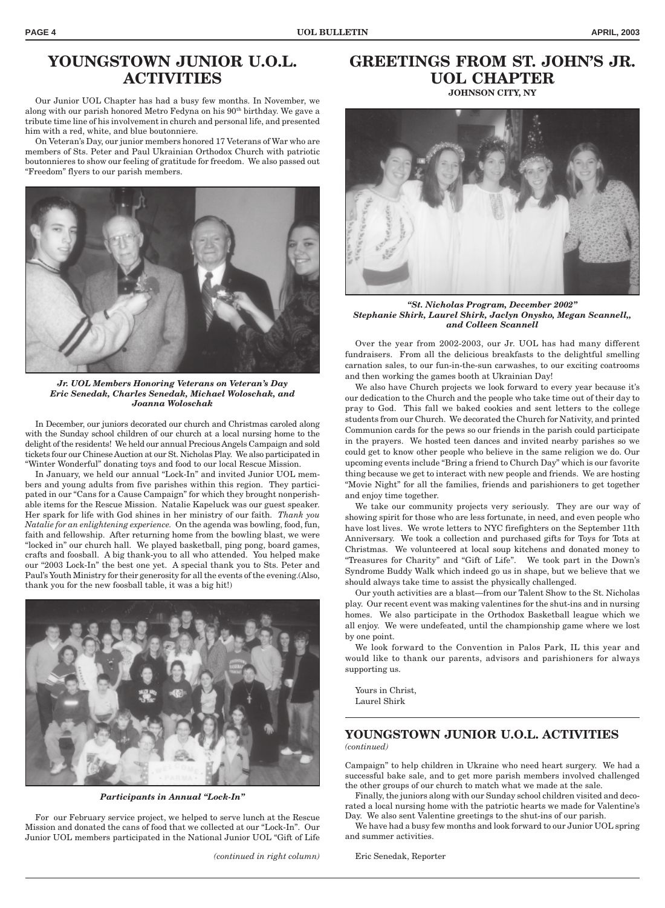# YOUNGSTOWN JUNIOR U.O.L. ACTIVITIES

Our Junior UOL Chapter has had a busy few months. In November, we along with our parish honored Metro Fedyna on his 90th birthday. We gave a tribute time line of his involvement in church and personal life, and presented him with a red, white, and blue boutonniere.

On Veteran's Day, our junior members honored 17 Veterans of War who are members of Sts. Peter and Paul Ukrainian Orthodox Church with patriotic boutonnieres to show our feeling of gratitude for freedom. We also passed out "Freedom" flyers to our parish members.

***Jr. UOL Members Honoring Veterans on Veteran's Day Eric Senedak, Charles Senedak, Michael Woloschak, and Joanna Woloschak***

In December, our juniors decorated our church and Christmas caroled along with the Sunday school children of our church at a local nursing home to the delight of the residents! We held our annual Precious Angels Campaign and sold tickets four our Chinese Auction at our St. Nicholas Play. We also participated in "Winter Wonderful" donating toys and food to our local Rescue Mission.

In January, we held our annual "Lock-In" and invited Junior UOL members and young adults from five parishes within this region. They participated in our "Cans for a Cause Campaign" for which they brought nonperishable items for the Rescue Mission. Natalie Kapeluck was our guest speaker. Her spark for life with God shines in her ministry of our faith. *Thank you Natalie for an enlightening experience.* On the agenda was bowling, food, fun, faith and fellowship. After returning home from the bowling blast, we were "locked in" our church hall. We played basketball, ping pong, board games, crafts and foosball. A big thank-you to all who attended. You helped make our "2003 Lock-In" the best one yet. A special thank you to Sts. Peter and Paul's Youth Ministry for their generosity for all the events of the evening.(Also, thank you for the new foosball table, it was a big hit!)

***Participants in Annual "Lock-In"***

For our February service project, we helped to serve lunch at the Rescue Mission and donated the cans of food that we collected at our "Lock-In". Our Junior UOL members participated in the National Junior UOL "Gift of Life Campaign" to help children in Ukraine who need heart surgery. We had a successful bake sale, and to get more parish members involved challenged the other groups of our church to match what we made at the sale.

Finally, the juniors along with our Sunday school children visited and decorated a local nursing home with the patriotic hearts we made for Valentine's Day. We also sent Valentine greetings to the shut-ins of our parish.

We have had a busy few months and look forward to our Junior UOL spring and summer activities.

Eric Senedak, Reporter

# GREETINGS FROM ST. JOHN'S JR. UOL CHAPTER

**JOHNSON CITY, NY**

***"St. Nicholas Program, December 2002" Stephanie Shirk, Laurel Shirk, Jaclyn Onysko, Megan Scannell,, and Colleen Scannell***

Over the year from 2002-2003, our Jr. UOL has had many different fundraisers. From all the delicious breakfasts to the delightful smelling carnation sales, to our fun-in-the-sun carwashes, to our exciting coatrooms and then working the games booth at Ukrainian Day!

We also have Church projects we look forward to every year because it's our dedication to the Church and the people who take time out of their day to pray to God. This fall we baked cookies and sent letters to the college students from our Church. We decorated the Church for Nativity, and printed Communion cards for the pews so our friends in the parish could participate in the prayers. We hosted teen dances and invited nearby parishes so we could get to know other people who believe in the same religion we do. Our upcoming events include "Bring a friend to Church Day" which is our favorite thing because we get to interact with new people and friends. We are hosting "Movie Night" for all the families, friends and parishioners to get together and enjoy time together.

We take our community projects very seriously. They are our way of showing spirit for those who are less fortunate, in need, and even people who have lost lives. We wrote letters to NYC firefighters on the September 11th Anniversary. We took a collection and purchased gifts for Toys for Tots at Christmas. We volunteered at local soup kitchens and donated money to "Treasures for Charity" and "Gift of Life". We took part in the Down's Syndrome Buddy Walk which indeed go us in shape, but we believe that we should always take time to assist the physically challenged.

Our youth activities are a blast—from our Talent Show to the St. Nicholas play. Our recent event was making valentines for the shut-ins and in nursing homes. We also participate in the Orthodox Basketball league which we all enjoy. We were undefeated, until the championship game where we lost by one point.

We look forward to the Convention in Palos Park, IL this year and would like to thank our parents, advisors and parishioners for always supporting us.

Yours in Christ,
Laurel Shirk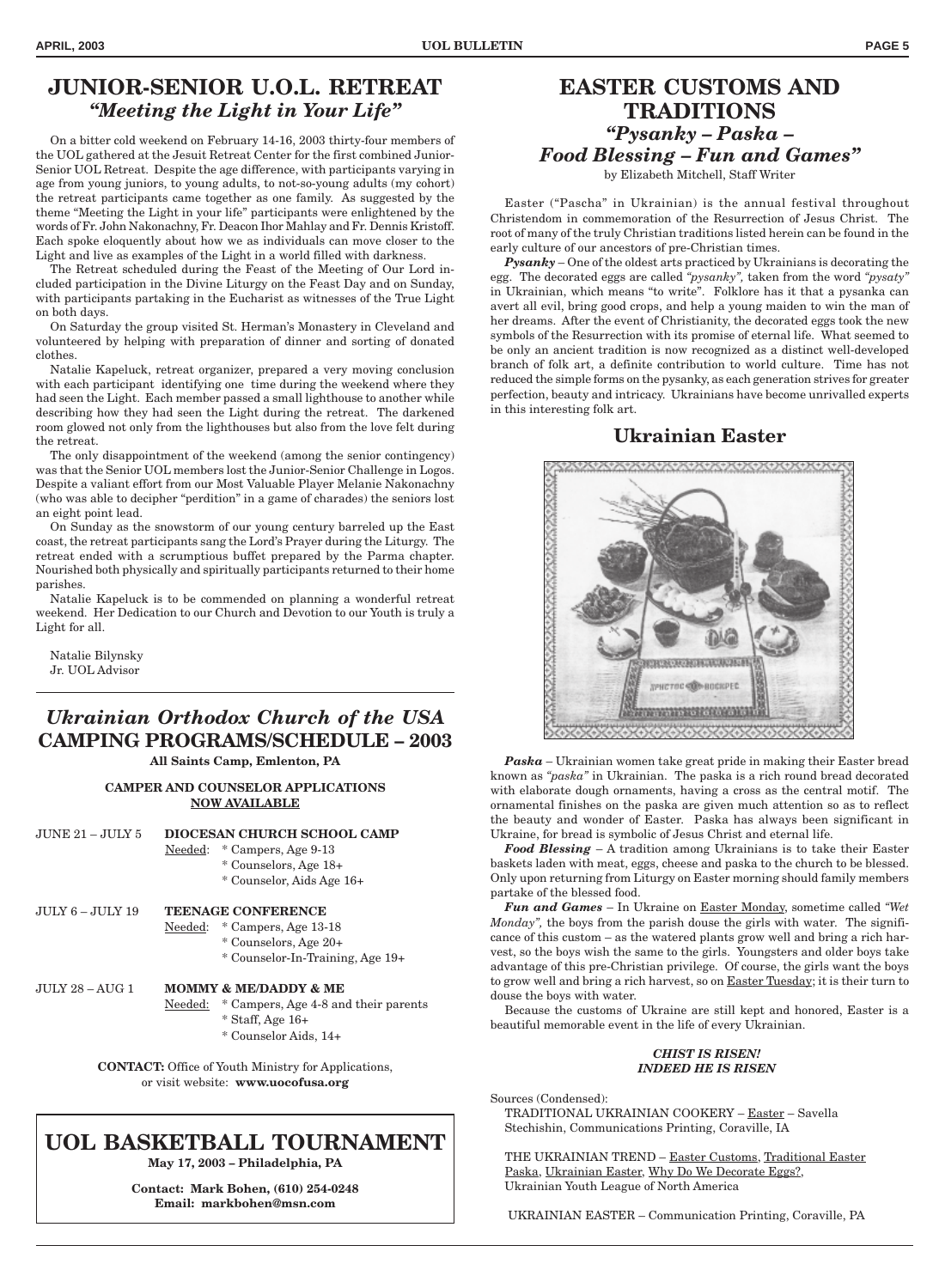# JUNIOR-SENIOR U.O.L. RETREAT

## *"Meeting the Light in Your Life"*

On a bitter cold weekend on February 14-16, 2003 thirty-four members of the UOL gathered at the Jesuit Retreat Center for the first combined Junior-Senior UOL Retreat. Despite the age difference, with participants varying in age from young juniors, to young adults, to not-so-young adults (my cohort) the retreat participants came together as one family. As suggested by the theme "Meeting the Light in your life" participants were enlightened by the words of Fr. John Nakonachny, Fr. Deacon Ihor Mahlay and Fr. Dennis Kristoff. Each spoke eloquently about how we as individuals can move closer to the Light and live as examples of the Light in a world filled with darkness.

The Retreat scheduled during the Feast of the Meeting of Our Lord included participation in the Divine Liturgy on the Feast Day and on Sunday, with participants partaking in the Eucharist as witnesses of the True Light on both days.

On Saturday the group visited St. Herman's Monastery in Cleveland and volunteered by helping with preparation of dinner and sorting of donated clothes.

Natalie Kapeluck, retreat organizer, prepared a very moving conclusion with each participant identifying one time during the weekend where they had seen the Light. Each member passed a small lighthouse to another while describing how they had seen the Light during the retreat. The darkened room glowed not only from the lighthouses but also from the love felt during the retreat.

The only disappointment of the weekend (among the senior contingency) was that the Senior UOL members lost the Junior-Senior Challenge in Logos. Despite a valiant effort from our Most Valuable Player Melanie Nakonachny (who was able to decipher "perdition" in a game of charades) the seniors lost an eight point lead.

On Sunday as the snowstorm of our young century barreled up the East coast, the retreat participants sang the Lord's Prayer during the Liturgy. The retreat ended with a scrumptious buffet prepared by the Parma chapter. Nourished both physically and spiritually participants returned to their home parishes.

Natalie Kapeluck is to be commended on planning a wonderful retreat weekend. Her Dedication to our Church and Devotion to our Youth is truly a Light for all.

Natalie Bilynsky
Jr. UOL Advisor

---

# *Ukrainian Orthodox Church of the USA*
# CAMPING PROGRAMS/SCHEDULE – 2003

**All Saints Camp, Emlenton, PA**

**CAMPER AND COUNSELOR APPLICATIONS**
**NOW AVAILABLE**

JUNE 21 – JULY 5 — **DIOCESAN CHURCH SCHOOL CAMP**
Needed:
- Campers, Age 9-13
- Counselors, Age 18+
- Counselor, Aids Age 16+

JULY 6 – JULY 19 — **TEENAGE CONFERENCE**
Needed:
- Campers, Age 13-18
- Counselors, Age 20+
- Counselor-In-Training, Age 19+

JULY 28 – AUG 1 — **MOMMY & ME/DADDY & ME**
Needed:
- Campers, Age 4-8 and their parents
- Staff, Age 16+
- Counselor Aids, 14+

**CONTACT:** Office of Youth Ministry for Applications, or visit website: **www.uocofusa.org**

---

# UOL BASKETBALL TOURNAMENT

**May 17, 2003 – Philadelphia, PA**

**Contact: Mark Bohen, (610) 254-0248**
**Email: markbohen@msn.com**

---

# EASTER CUSTOMS AND TRADITIONS

## *"Pysanky – Paska – Food Blessing – Fun and Games"*

by Elizabeth Mitchell, Staff Writer

Easter ("Pascha" in Ukrainian) is the annual festival throughout Christendom in commemoration of the Resurrection of Jesus Christ. The root of many of the truly Christian traditions listed herein can be found in the early culture of our ancestors of pre-Christian times.

***Pysanky*** – One of the oldest arts practiced by Ukrainians is decorating the egg. The decorated eggs are called *"pysanky",* taken from the word *"pysaty"* in Ukrainian, which means "to write". Folklore has it that a pysanka can avert all evil, bring good crops, and help a young maiden to win the man of her dreams. After the event of Christianity, the decorated eggs took the new symbols of the Resurrection with its promise of eternal life. What seemed to be only an ancient tradition is now recognized as a distinct well-developed branch of folk art, a definite contribution to world culture. Time has not reduced the simple forms on the pysanky, as each generation strives for greater perfection, beauty and intricacy. Ukrainians have become unrivalled experts in this interesting folk art.

### Ukrainian Easter

***Paska*** – Ukrainian women take great pride in making their Easter bread known as *"paska"* in Ukrainian. The paska is a rich round bread decorated with elaborate dough ornaments, having a cross as the central motif. The ornamental finishes on the paska are given much attention so as to reflect the beauty and wonder of Easter. Paska has always been significant in Ukraine, for bread is symbolic of Jesus Christ and eternal life.

***Food Blessing*** – A tradition among Ukrainians is to take their Easter baskets laden with meat, eggs, cheese and paska to the church to be blessed. Only upon returning from Liturgy on Easter morning should family members partake of the blessed food.

***Fun and Games*** – In Ukraine on Easter Monday, sometime called *"Wet Monday",* the boys from the parish douse the girls with water. The significance of this custom – as the watered plants grow well and bring a rich harvest, so the boys wish the same to the girls. Youngsters and older boys take advantage of this pre-Christian privilege. Of course, the girls want the boys to grow well and bring a rich harvest, so on Easter Tuesday; it is their turn to douse the boys with water.

Because the customs of Ukraine are still kept and honored, Easter is a beautiful memorable event in the life of every Ukrainian.

***CHIST IS RISEN!***
***INDEED HE IS RISEN***

Sources (Condensed):

TRADITIONAL UKRAINIAN COOKERY – Easter – Savella Stechishin, Communications Printing, Coraville, IA

THE UKRAINIAN TREND – Easter Customs, Traditional Easter Paska, Ukrainian Easter, Why Do We Decorate Eggs?, Ukrainian Youth League of North America

UKRAINIAN EASTER – Communication Printing, Coraville, PA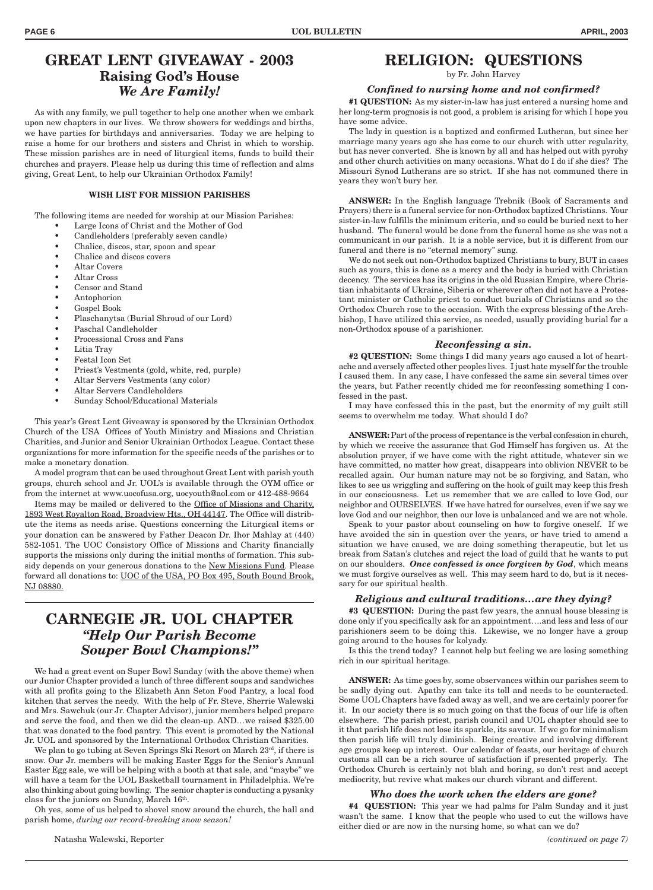# GREAT LENT GIVEAWAY - 2003

## Raising God's House

## *We Are Family!*

As with any family, we pull together to help one another when we embark upon new chapters in our lives. We throw showers for weddings and births, we have parties for birthdays and anniversaries. Today we are helping to raise a home for our brothers and sisters and Christ in which to worship. These mission parishes are in need of liturgical items, funds to build their churches and prayers. Please help us during this time of reflection and alms giving, Great Lent, to help our Ukrainian Orthodox Family!

**WISH LIST FOR MISSION PARISHES**

The following items are needed for worship at our Mission Parishes:

- Large Icons of Christ and the Mother of God
- Candleholders (preferably seven candle)
- Chalice, discos, star, spoon and spear
- Chalice and discos covers
- Altar Covers
- Altar Cross
- Censor and Stand
- Antophorion
- Gospel Book
- Plaschanytsa (Burial Shroud of our Lord)
- Paschal Candleholder
- Processional Cross and Fans
- Litia Tray
- Festal Icon Set
- Priest's Vestments (gold, white, red, purple)
- Altar Servers Vestments (any color)
- Altar Servers Candleholders
- Sunday School/Educational Materials

This year's Great Lent Giveaway is sponsored by the Ukrainian Orthodox Church of the USA Offices of Youth Ministry and Missions and Christian Charities, and Junior and Senior Ukrainian Orthodox League. Contact these organizations for more information for the specific needs of the parishes or to make a monetary donation.

A model program that can be used throughout Great Lent with parish youth groups, church school and Jr. UOL's is available through the OYM office or from the internet at www.uocofusa.org, uocyouth@aol.com or 412-488-9664

Items may be mailed or delivered to the Office of Missions and Charity, 1893 West Royalton Road, Broadview Hts., OH 44147. The Office will distribute the items as needs arise. Questions concerning the Liturgical items or your donation can be answered by Father Deacon Dr. Ihor Mahlay at (440) 582-1051. The UOC Consistory Office of Missions and Charity financially supports the missions only during the initial months of formation. This subsidy depends on your generous donations to the New Missions Fund. Please forward all donations to: UOC of the USA, PO Box 495, South Bound Brook, NJ 08880.

# CARNEGIE JR. UOL CHAPTER

## *"Help Our Parish Become Souper Bowl Champions!"*

We had a great event on Super Bowl Sunday (with the above theme) when our Junior Chapter provided a lunch of three different soups and sandwiches with all profits going to the Elizabeth Ann Seton Food Pantry, a local food kitchen that serves the needy. With the help of Fr. Steve, Sherrie Walewski and Mrs. Sawchuk (our Jr. Chapter Advisor), junior members helped prepare and serve the food, and then we did the clean-up. AND…we raised $325.00 that was donated to the food pantry. This event is promoted by the National Jr. UOL and sponsored by the International Orthodox Christian Charities.

We plan to go tubing at Seven Springs Ski Resort on March 23rd, if there is snow. Our Jr. members will be making Easter Eggs for the Senior's Annual Easter Egg sale, we will be helping with a booth at that sale, and "maybe" we will have a team for the UOL Basketball tournament in Philadelphia. We're also thinking about going bowling. The senior chapter is conducting a pysanky class for the juniors on Sunday, March 16th.

Oh yes, some of us helped to shovel snow around the church, the hall and parish home, *during our record-breaking snow season!*

Natasha Walewski, Reporter

# RELIGION: QUESTIONS

by Fr. John Harvey

### *Confined to nursing home and not confirmed?*

**#1 QUESTION:** As my sister-in-law has just entered a nursing home and her long-term prognosis is not good, a problem is arising for which I hope you have some advice.

The lady in question is a baptized and confirmed Lutheran, but since her marriage many years ago she has come to our church with utter regularity, but has never converted. She is known by all and has helped out with pyrohy and other church activities on many occasions. What do I do if she dies? The Missouri Synod Lutherans are so strict. If she has not communed there in years they won't bury her.

**ANSWER:** In the English language Trebnik (Book of Sacraments and Prayers) there is a funeral service for non-Orthodox baptized Christians. Your sister-in-law fulfills the minimum criteria, and so could be buried next to her husband. The funeral would be done from the funeral home as she was not a communicant in our parish. It is a noble service, but it is different from our funeral and there is no "eternal memory" sung.

We do not seek out non-Orthodox baptized Christians to bury, BUT in cases such as yours, this is done as a mercy and the body is buried with Christian decency. The services has its origins in the old Russian Empire, where Christian inhabitants of Ukraine, Siberia or wherever often did not have a Protestant minister or Catholic priest to conduct burials of Christians and so the Orthodox Church rose to the occasion. With the express blessing of the Archbishop, I have utilized this service, as needed, usually providing burial for a non-Orthodox spouse of a parishioner.

### *Reconfessing a sin.*

**#2 QUESTION:** Some things I did many years ago caused a lot of heartache and aversely affected other peoples lives. I just hate myself for the trouble I caused them. In any case, I have confessed the same sin several times over the years, but Father recently chided me for reconfessing something I confessed in the past.

I may have confessed this in the past, but the enormity of my guilt still seems to overwhelm me today. What should I do?

**ANSWER:** Part of the process of repentance is the verbal confession in church, by which we receive the assurance that God Himself has forgiven us. At the absolution prayer, if we have come with the right attitude, whatever sin we have committed, no matter how great, disappears into oblivion NEVER to be recalled again. Our human nature may not be so forgiving, and Satan, who likes to see us wriggling and suffering on the hook of guilt may keep this fresh in our consciousness. Let us remember that we are called to love God, our neighbor and OURSELVES. If we have hatred for ourselves, even if we say we love God and our neighbor, then our love is unbalanced and we are not whole.

Speak to your pastor about counseling on how to forgive oneself. If we have avoided the sin in question over the years, or have tried to amend a situation we have caused, we are doing something therapeutic, but let us break from Satan's clutches and reject the load of guild that he wants to put on our shoulders. ***Once confessed is once forgiven by God***, which means we must forgive ourselves as well. This may seem hard to do, but is it necessary for our spiritual health.

### *Religious and cultural traditions...are they dying?*

**#3 QUESTION:** During the past few years, the annual house blessing is done only if you specifically ask for an appointment….and less and less of our parishioners seem to be doing this. Likewise, we no longer have a group going around to the houses for kolyady.

Is this the trend today? I cannot help but feeling we are losing something rich in our spiritual heritage.

**ANSWER:** As time goes by, some observances within our parishes seem to be sadly dying out. Apathy can take its toll and needs to be counteracted. Some UOL Chapters have faded away as well, and we are certainly poorer for it. In our society there is so much going on that the focus of our life is often elsewhere. The parish priest, parish council and UOL chapter should see to it that parish life does not lose its sparkle, its savour. If we go for minimalism then parish life will truly diminish. Being creative and involving different age groups keep up interest. Our calendar of feasts, our heritage of church customs all can be a rich source of satisfaction if presented properly. The Orthodox Church is certainly not blah and boring, so don't rest and accept mediocrity, but revive what makes our church vibrant and different.

### *Who does the work when the elders are gone?*

**#4 QUESTION:** This year we had palms for Palm Sunday and it just wasn't the same. I know that the people who used to cut the willows have either died or are now in the nursing home, so what can we do?

*(continued on page 7)*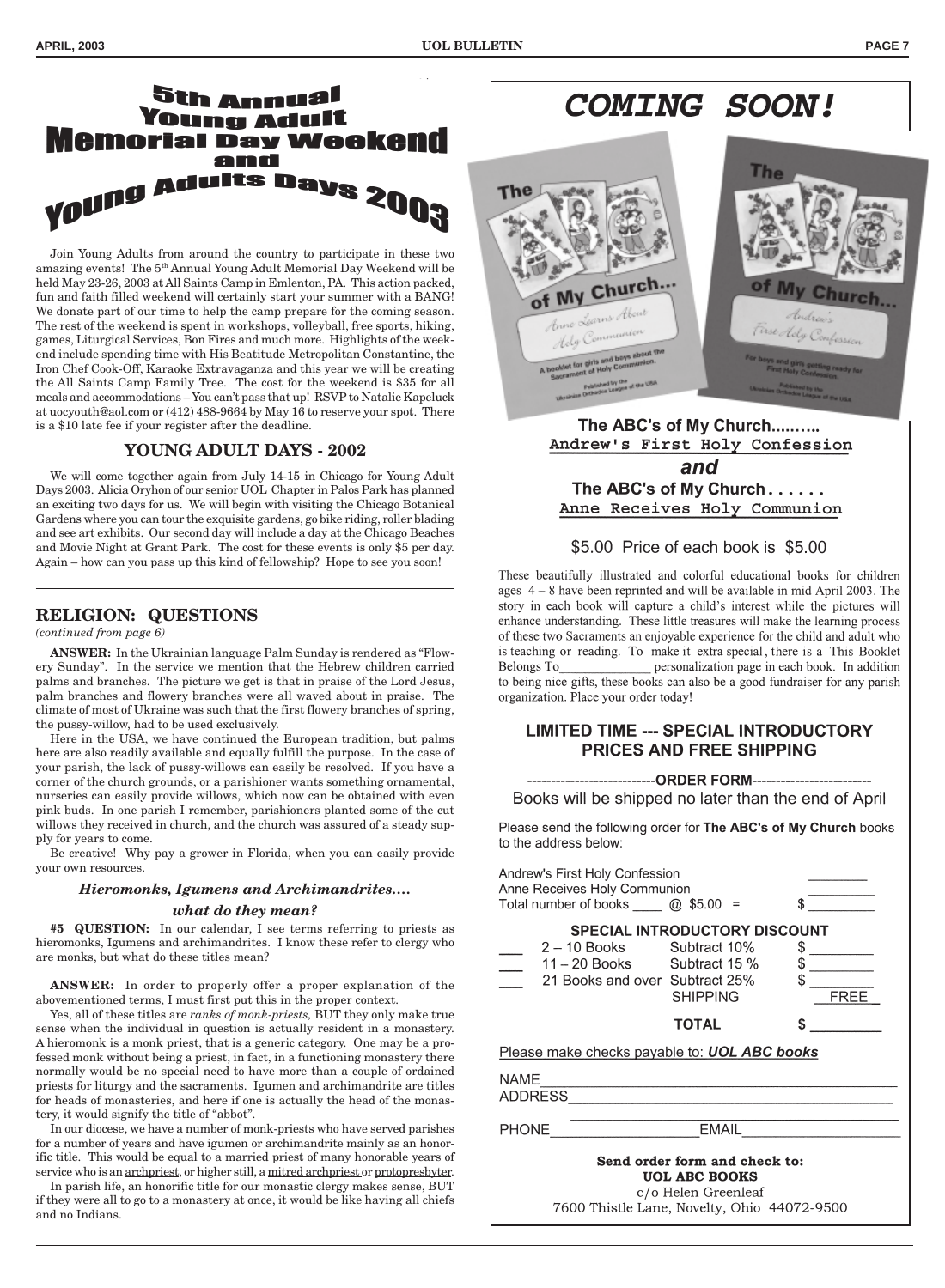# 5th Annual Young Adult Memorial Day Weekend and Young Adults Days 2003

Join Young Adults from around the country to participate in these two amazing events! The 5th Annual Young Adult Memorial Day Weekend will be held May 23-26, 2003 at All Saints Camp in Emlenton, PA. This action packed, fun and faith filled weekend will certainly start your summer with a BANG! We donate part of our time to help the camp prepare for the coming season. The rest of the weekend is spent in workshops, volleyball, free sports, hiking, games, Liturgical Services, Bon Fires and much more. Highlights of the weekend include spending time with His Beatitude Metropolitan Constantine, the Iron Chef Cook-Off, Karaoke Extravaganza and this year we will be creating the All Saints Camp Family Tree. The cost for the weekend is $35 for all meals and accommodations – You can't pass that up! RSVP to Natalie Kapeluck at uocyouth@aol.com or (412) 488-9664 by May 16 to reserve your spot. There is a $10 late fee if your register after the deadline.

## YOUNG ADULT DAYS - 2002

We will come together again from July 14-15 in Chicago for Young Adult Days 2003. Alicia Oryhon of our senior UOL Chapter in Palos Park has planned an exciting two days for us. We will begin with visiting the Chicago Botanical Gardens where you can tour the exquisite gardens, go bike riding, roller blading and see art exhibits. Our second day will include a day at the Chicago Beaches and Movie Night at Grant Park. The cost for these events is only $5 per day. Again – how can you pass up this kind of fellowship? Hope to see you soon!

## RELIGION: QUESTIONS

*(continued from page 6)*

**ANSWER:** In the Ukrainian language Palm Sunday is rendered as "Flowery Sunday". In the service we mention that the Hebrew children carried palms and branches. The picture we get is that in praise of the Lord Jesus, palm branches and flowery branches were all waved about in praise. The climate of most of Ukraine was such that the first flowery branches of spring, the pussy-willow, had to be used exclusively.

Here in the USA, we have continued the European tradition, but palms here are also readily available and equally fulfill the purpose. In the case of your parish, the lack of pussy-willows can easily be resolved. If you have a corner of the church grounds, or a parishioner wants something ornamental, nurseries can easily provide willows, which now can be obtained with even pink buds. In one parish I remember, parishioners planted some of the cut willows they received in church, and the church was assured of a steady supply for years to come.

Be creative! Why pay a grower in Florida, when you can easily provide your own resources.

### *Hieromonks, Igumens and Archimandrites.... what do they mean?*

**#5 QUESTION:** In our calendar, I see terms referring to priests as hieromonks, Igumens and archimandrites. I know these refer to clergy who are monks, but what do these titles mean?

**ANSWER:** In order to properly offer a proper explanation of the abovementioned terms, I must first put this in the proper context.

Yes, all of these titles are *ranks of monk-priests,* BUT they only make true sense when the individual in question is actually resident in a monastery. A hieromonk is a monk priest, that is a generic category. One may be a professed monk without being a priest, in fact, in a functioning monastery there normally would be no special need to have more than a couple of ordained priests for liturgy and the sacraments. Igumen and archimandrite are titles for heads of monasteries, and here if one is actually the head of the monastery, it would signify the title of "abbot".

In our diocese, we have a number of monk-priests who have served parishes for a number of years and have igumen or archimandrite mainly as an honorific title. This would be equal to a married priest of many honorable years of service who is an archpriest, or higher still, a mitred archpriest or protopresbyter.

In parish life, an honorific title for our monastic clergy makes sense, BUT if they were all to go to a monastery at once, it would be like having all chiefs and no Indians.

# COMING SOON!

**The ABC's of My Church........**
**Andrew's First Holy Confession**

***and***

**The ABC's of My Church......**
**Anne Receives Holy Communion**

$5.00 Price of each book is $5.00

These beautifully illustrated and colorful educational books for children ages 4 – 8 have been reprinted and will be available in mid April 2003. The story in each book will capture a child's interest while the pictures will enhance understanding. These little treasures will make the learning process of these two Sacraments an enjoyable experience for the child and adult who is teaching or reading. To make it extra special, there is a This Booklet Belongs To______________ personalization page in each book. In addition to being nice gifts, these books can also be a good fundraiser for any parish organization. Place your order today!

### LIMITED TIME --- SPECIAL INTRODUCTORY PRICES AND FREE SHIPPING

**---------------------------ORDER FORM-------------------------**

Books will be shipped no later than the end of April

Please send the following order for **The ABC's of My Church** books to the address below:

Andrew's First Holy Confession ________
Anne Receives Holy Communion ________
Total number of books ____ @ $5.00 = $ ________

**SPECIAL INTRODUCTORY DISCOUNT**

| | | | |
|---|---|---|---|
| ___ | 2 – 10 Books | Subtract 10% | $ ________ |
| ___ | 11 – 20 Books | Subtract 15 % | $ ________ |
| ___ | 21 Books and over | Subtract 25% | $ ________ |
| | | SHIPPING | FREE |
| | | **TOTAL** | **$ ________** |

Please make checks payable to: ***UOL ABC books***

NAME_________________________________________
ADDRESS______________________________________
_____________________________________________
PHONE__________________EMAIL___________________

**Send order form and check to:**
**UOL ABC BOOKS**
c/o Helen Greenleaf
7600 Thistle Lane, Novelty, Ohio 44072-9500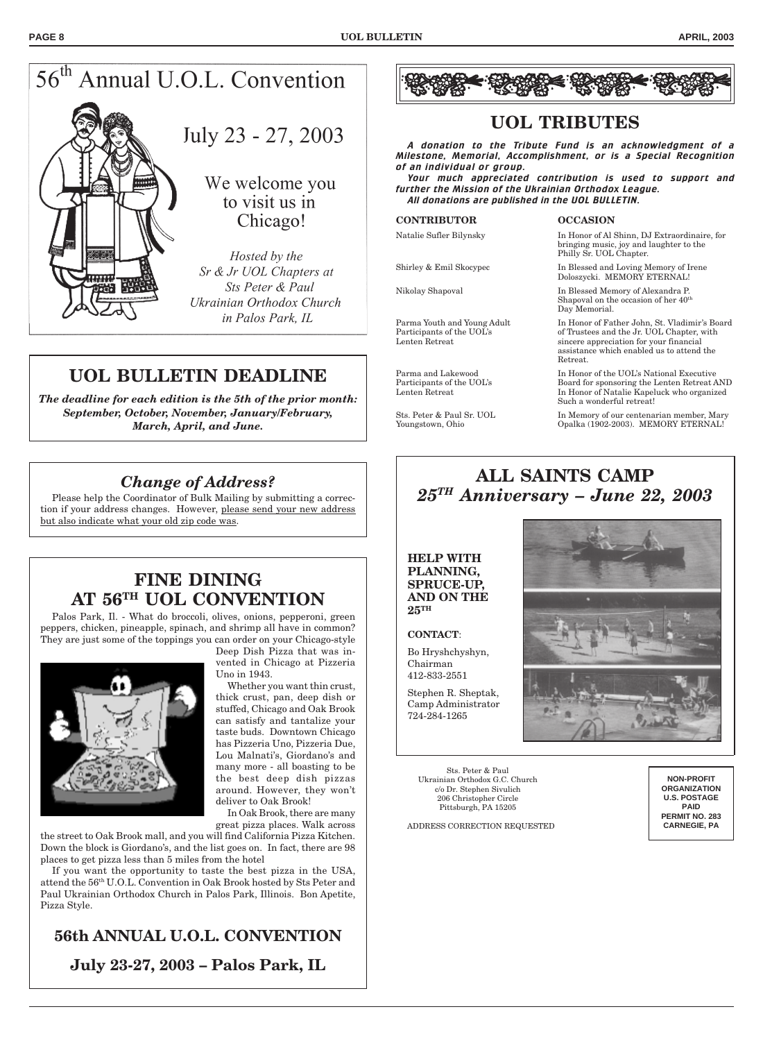# 56th Annual U.O.L. Convention

July 23 - 27, 2003

We welcome you to visit us in Chicago!

*Hosted by the Sr & Jr UOL Chapters at Sts Peter & Paul Ukrainian Orthodox Church in Palos Park, IL*

## UOL BULLETIN DEADLINE

***The deadline for each edition is the 5th of the prior month: September, October, November, January/February, March, April, and June.***

### *Change of Address?*

Please help the Coordinator of Bulk Mailing by submitting a correction if your address changes. However, please send your new address but also indicate what your old zip code was.

## FINE DINING AT 56TH UOL CONVENTION

Palos Park, Il. - What do broccoli, olives, onions, pepperoni, green peppers, chicken, pineapple, spinach, and shrimp all have in common? They are just some of the toppings you can order on your Chicago-style Deep Dish Pizza that was invented in Chicago at Pizzeria Uno in 1943.

Whether you want thin crust, thick crust, pan, deep dish or stuffed, Chicago and Oak Brook can satisfy and tantalize your taste buds. Downtown Chicago has Pizzeria Uno, Pizzeria Due, Lou Malnati's, Giordano's and many more - all boasting to be the best deep dish pizzas around. However, they won't deliver to Oak Brook!

In Oak Brook, there are many great pizza places. Walk across the street to Oak Brook mall, and you will find California Pizza Kitchen. Down the block is Giordano's, and the list goes on. In fact, there are 98 places to get pizza less than 5 miles from the hotel

If you want the opportunity to taste the best pizza in the USA, attend the 56th U.O.L. Convention in Oak Brook hosted by Sts Peter and Paul Ukrainian Orthodox Church in Palos Park, Illinois. Bon Apetite, Pizza Style.

### 56th ANNUAL U.O.L. CONVENTION

### July 23-27, 2003 – Palos Park, IL

## UOL TRIBUTES

***A donation to the Tribute Fund is an acknowledgment of a Milestone, Memorial, Accomplishment, or is a Special Recognition of an individual or group.***

***Your much appreciated contribution is used to support and further the Mission of the Ukrainian Orthodox League.***

***All donations are published in the UOL BULLETIN.***

| CONTRIBUTOR | OCCASION |
|---|---|
| Natalie Sufler Bilynsky | In Honor of Al Shinn, DJ Extraordinaire, for bringing music, joy and laughter to the Philly Sr. UOL Chapter. |
| Shirley & Emil Skocypec | In Blessed and Loving Memory of Irene Doloszycki. MEMORY ETERNAL! |
| Nikolay Shapoval | In Blessed Memory of Alexandra P. Shapoval on the occasion of her 40th Day Memorial. |
| Parma Youth and Young Adult Participants of the UOL's Lenten Retreat | In Honor of Father John, St. Vladimir's Board of Trustees and the Jr. UOL Chapter, with sincere appreciation for your financial assistance which enabled us to attend the Retreat. |
| Parma and Lakewood Participants of the UOL's Lenten Retreat | In Honor of the UOL's National Executive Board for sponsoring the Lenten Retreat AND In Honor of Natalie Kapeluck who organized Such a wonderful retreat! |
| Sts. Peter & Paul Sr. UOL Youngstown, Ohio | In Memory of our centenarian member, Mary Opalka (1902-2003). MEMORY ETERNAL! |

## ALL SAINTS CAMP
## *25TH Anniversary – June 22, 2003*

**HELP WITH PLANNING, SPRUCE-UP, AND ON THE 25TH**

**CONTACT**:

Bo Hryshchyshyn, Chairman
412-833-2551

Stephen R. Sheptak, Camp Administrator
724-284-1265

Sts. Peter & Paul
Ukrainian Orthodox G.C. Church
c/o Dr. Stephen Sivulich
206 Christopher Circle
Pittsburgh, PA 15205

ADDRESS CORRECTION REQUESTED

NON-PROFIT ORGANIZATION
U.S. POSTAGE PAID
PERMIT NO. 283
CARNEGIE, PA